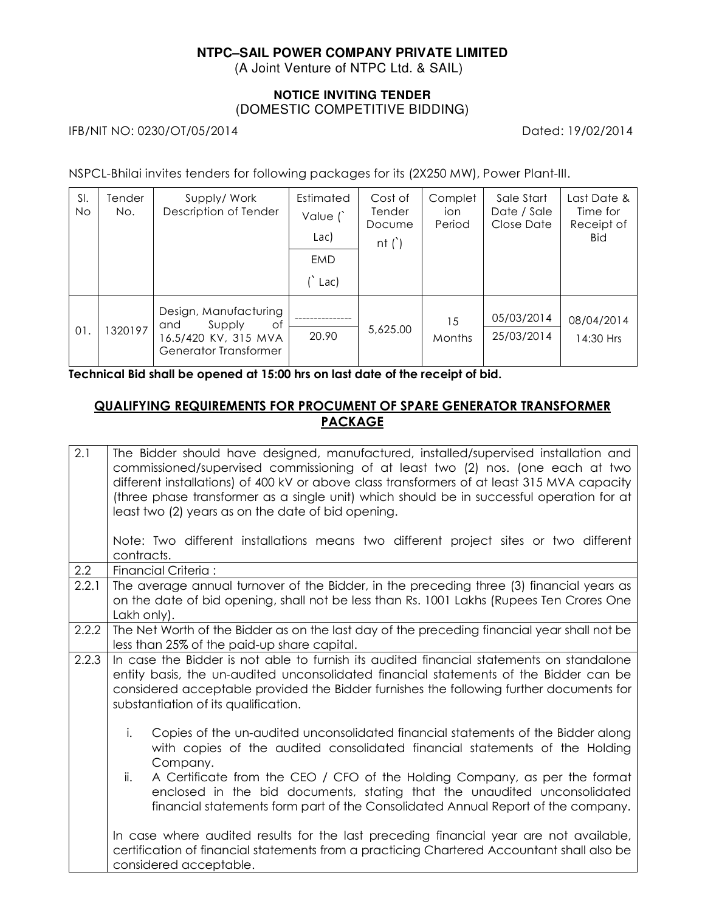**NTPC–SAIL POWER COMPANY PRIVATE LIMITED**
(A Joint Venture of NTPC Ltd. & SAIL)

**NOTICE INVITING TENDER**
(DOMESTIC COMPETITIVE BIDDING)

IFB/NIT NO: 0230/OT/05/2014 Dated: 19/02/2014

NSPCL-Bhilai invites tenders for following packages for its (2X250 MW), Power Plant-III.

| Sl. No | Tender No. | Supply/ Work Description of Tender | Estimated Value (` Lac) / EMD (` Lac) | Cost of Tender Document (`) | Completion Period | Sale Start Date / Sale Close Date | Last Date & Time for Receipt of Bid |
|---|---|---|---|---|---|---|---|
| 01. | 1320197 | Design, Manufacturing and Supply of 16.5/420 KV, 315 MVA Generator Transformer | --------------- / 20.90 | 5,625.00 | 15 Months | 05/03/2014 / 25/03/2014 | 08/04/2014 14:30 Hrs |

**Technical Bid shall be opened at 15:00 hrs on last date of the receipt of bid.**

## QUALIFYING REQUIREMENTS FOR PROCUMENT OF SPARE GENERATOR TRANSFORMER PACKAGE

| | |
|---|---|
| 2.1 | The Bidder should have designed, manufactured, installed/supervised installation and commissioned/supervised commissioning of at least two (2) nos. (one each at two different installations) of 400 kV or above class transformers of at least 315 MVA capacity (three phase transformer as a single unit) which should be in successful operation for at least two (2) years as on the date of bid opening.<br><br>Note: Two different installations means two different project sites or two different contracts. |
| 2.2 | Financial Criteria : |
| 2.2.1 | The average annual turnover of the Bidder, in the preceding three (3) financial years as on the date of bid opening, shall not be less than Rs. 1001 Lakhs (Rupees Ten Crores One Lakh only). |
| 2.2.2 | The Net Worth of the Bidder as on the last day of the preceding financial year shall not be less than 25% of the paid-up share capital. |
| 2.2.3 | In case the Bidder is not able to furnish its audited financial statements on standalone entity basis, the un-audited unconsolidated financial statements of the Bidder can be considered acceptable provided the Bidder furnishes the following further documents for substantiation of its qualification.<br><br>i. Copies of the un-audited unconsolidated financial statements of the Bidder along with copies of the audited consolidated financial statements of the Holding Company.<br>ii. A Certificate from the CEO / CFO of the Holding Company, as per the format enclosed in the bid documents, stating that the unaudited unconsolidated financial statements form part of the Consolidated Annual Report of the company.<br><br>In case where audited results for the last preceding financial year are not available, certification of financial statements from a practicing Chartered Accountant shall also be considered acceptable. |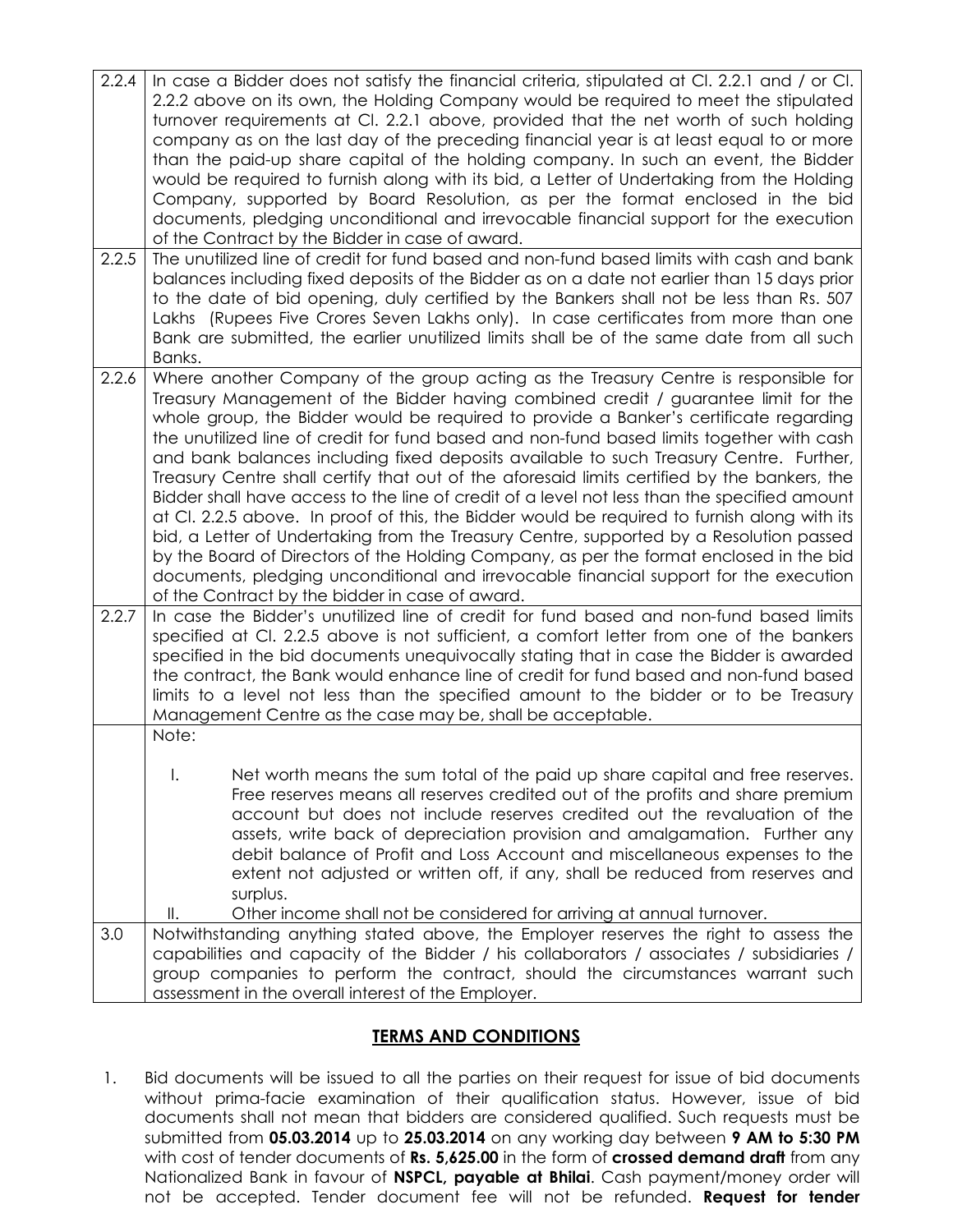| | |
|---|---|
| 2.2.4 | In case a Bidder does not satisfy the financial criteria, stipulated at Cl. 2.2.1 and / or Cl. 2.2.2 above on its own, the Holding Company would be required to meet the stipulated turnover requirements at Cl. 2.2.1 above, provided that the net worth of such holding company as on the last day of the preceding financial year is at least equal to or more than the paid-up share capital of the holding company. In such an event, the Bidder would be required to furnish along with its bid, a Letter of Undertaking from the Holding Company, supported by Board Resolution, as per the format enclosed in the bid documents, pledging unconditional and irrevocable financial support for the execution of the Contract by the Bidder in case of award. |
| 2.2.5 | The unutilized line of credit for fund based and non-fund based limits with cash and bank balances including fixed deposits of the Bidder as on a date not earlier than 15 days prior to the date of bid opening, duly certified by the Bankers shall not be less than Rs. 507 Lakhs (Rupees Five Crores Seven Lakhs only). In case certificates from more than one Bank are submitted, the earlier unutilized limits shall be of the same date from all such Banks. |
| 2.2.6 | Where another Company of the group acting as the Treasury Centre is responsible for Treasury Management of the Bidder having combined credit / guarantee limit for the whole group, the Bidder would be required to provide a Banker's certificate regarding the unutilized line of credit for fund based and non-fund based limits together with cash and bank balances including fixed deposits available to such Treasury Centre. Further, Treasury Centre shall certify that out of the aforesaid limits certified by the bankers, the Bidder shall have access to the line of credit of a level not less than the specified amount at Cl. 2.2.5 above. In proof of this, the Bidder would be required to furnish along with its bid, a Letter of Undertaking from the Treasury Centre, supported by a Resolution passed by the Board of Directors of the Holding Company, as per the format enclosed in the bid documents, pledging unconditional and irrevocable financial support for the execution of the Contract by the bidder in case of award. |
| 2.2.7 | In case the Bidder's unutilized line of credit for fund based and non-fund based limits specified at Cl. 2.2.5 above is not sufficient, a comfort letter from one of the bankers specified in the bid documents unequivocally stating that in case the Bidder is awarded the contract, the Bank would enhance line of credit for fund based and non-fund based limits to a level not less than the specified amount to the bidder or to be Treasury Management Centre as the case may be, shall be acceptable. |
| | Note:<br><br>I. Net worth means the sum total of the paid up share capital and free reserves. Free reserves means all reserves credited out of the profits and share premium account but does not include reserves credited out the revaluation of the assets, write back of depreciation provision and amalgamation. Further any debit balance of Profit and Loss Account and miscellaneous expenses to the extent not adjusted or written off, if any, shall be reduced from reserves and surplus.<br>II. Other income shall not be considered for arriving at annual turnover. |
| 3.0 | Notwithstanding anything stated above, the Employer reserves the right to assess the capabilities and capacity of the Bidder / his collaborators / associates / subsidiaries / group companies to perform the contract, should the circumstances warrant such assessment in the overall interest of the Employer. |

## TERMS AND CONDITIONS

1. Bid documents will be issued to all the parties on their request for issue of bid documents without prima-facie examination of their qualification status. However, issue of bid documents shall not mean that bidders are considered qualified. Such requests must be submitted from **05.03.2014** up to **25.03.2014** on any working day between **9 AM to 5:30 PM** with cost of tender documents of **Rs. 5,625.00** in the form of **crossed demand draft** from any Nationalized Bank in favour of **NSPCL, payable at Bhilai**. Cash payment/money order will not be accepted. Tender document fee will not be refunded. **Request for tender**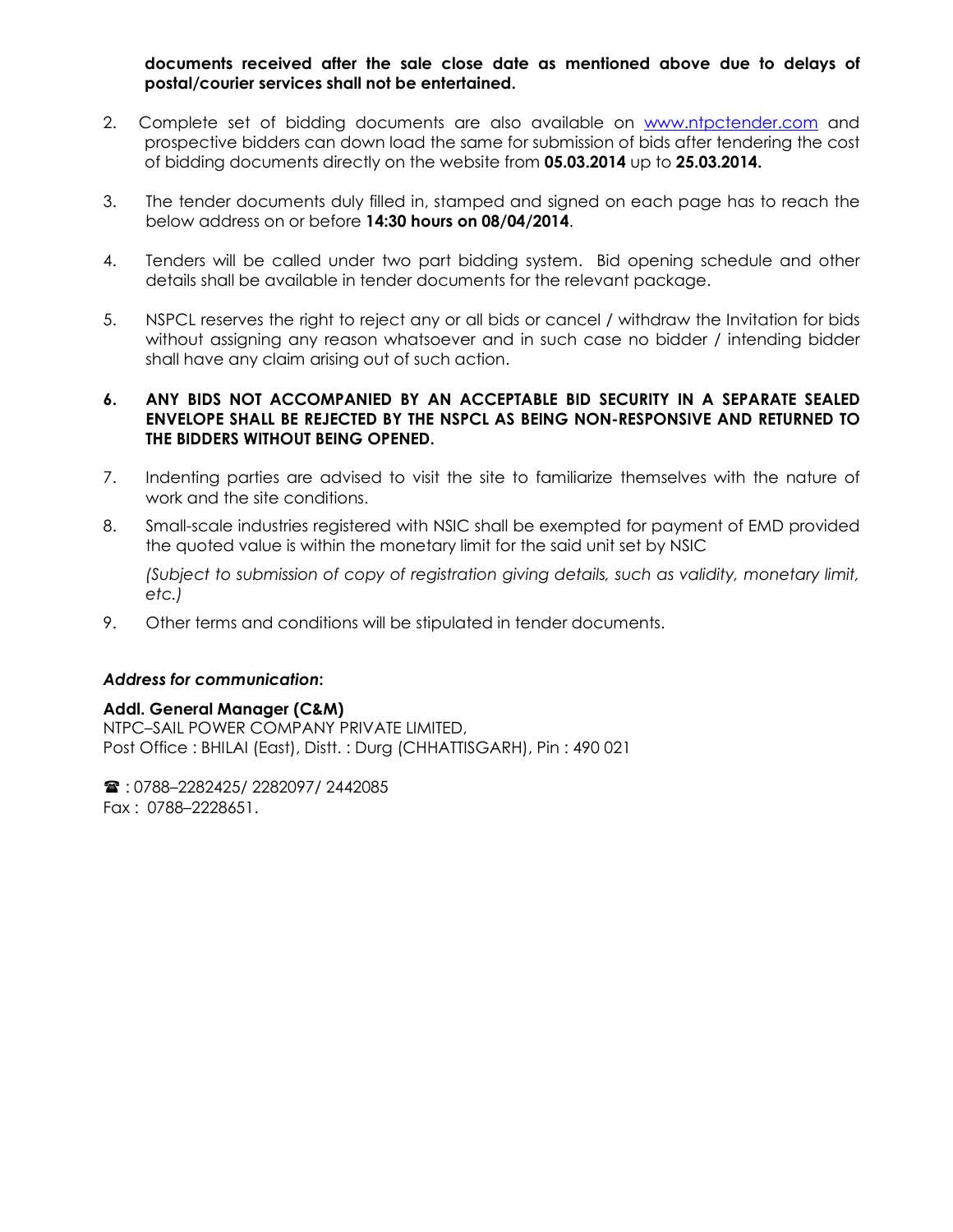**documents received after the sale close date as mentioned above due to delays of postal/courier services shall not be entertained.**

2. Complete set of bidding documents are also available on www.ntpctender.com and prospective bidders can down load the same for submission of bids after tendering the cost of bidding documents directly on the website from **05.03.2014** up to **25.03.2014.**

3. The tender documents duly filled in, stamped and signed on each page has to reach the below address on or before **14:30 hours on 08/04/2014**.

4. Tenders will be called under two part bidding system. Bid opening schedule and other details shall be available in tender documents for the relevant package.

5. NSPCL reserves the right to reject any or all bids or cancel / withdraw the Invitation for bids without assigning any reason whatsoever and in such case no bidder / intending bidder shall have any claim arising out of such action.

6. **ANY BIDS NOT ACCOMPANIED BY AN ACCEPTABLE BID SECURITY IN A SEPARATE SEALED ENVELOPE SHALL BE REJECTED BY THE NSPCL AS BEING NON-RESPONSIVE AND RETURNED TO THE BIDDERS WITHOUT BEING OPENED.**

7. Indenting parties are advised to visit the site to familiarize themselves with the nature of work and the site conditions.

8. Small-scale industries registered with NSIC shall be exempted for payment of EMD provided the quoted value is within the monetary limit for the said unit set by NSIC

   *(Subject to submission of copy of registration giving details, such as validity, monetary limit, etc.)*

9. Other terms and conditions will be stipulated in tender documents.

***Address for communication*:**

**Addl. General Manager (C&M)**
NTPC–SAIL POWER COMPANY PRIVATE LIMITED,
Post Office : BHILAI (East), Distt. : Durg (CHHATTISGARH), Pin : 490 021

☎ : 0788–2282425/ 2282097/ 2442085
Fax : 0788–2228651.